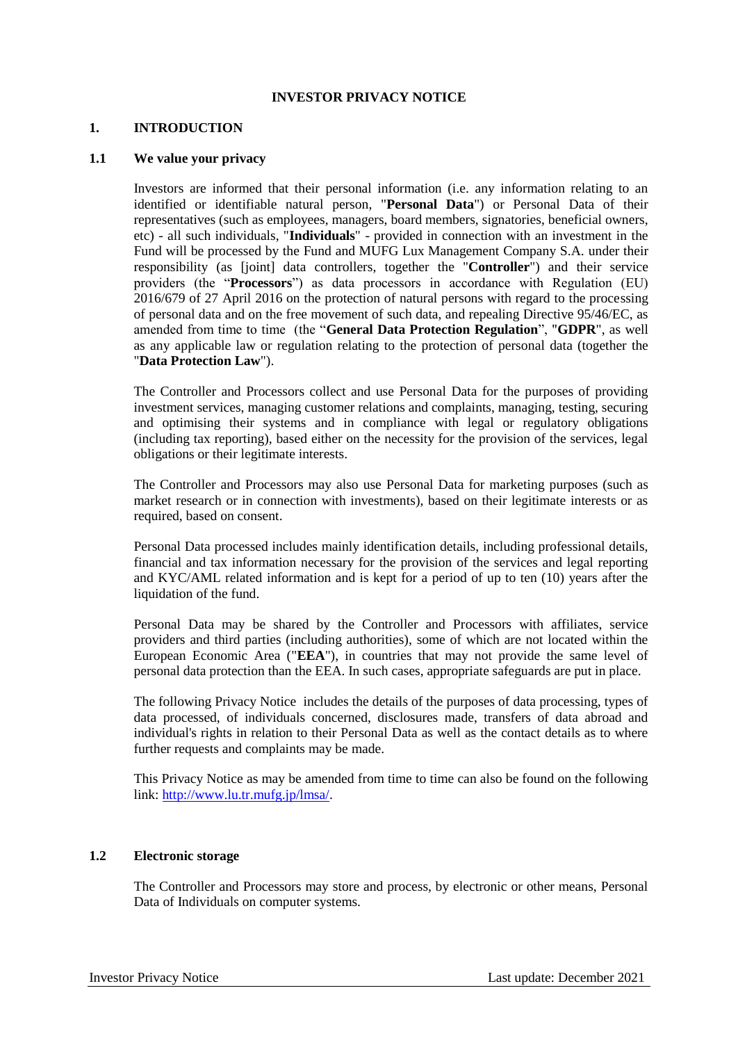# INVESTOR PRIVACY NOTICE

## 1. INTRODUCTION

### 1.1 We value your privacy

Investors are informed that their personal information (i.e. any information relating to an identified or identifiable natural person, "**Personal Data**") or Personal Data of their representatives (such as employees, managers, board members, signatories, beneficial owners, etc) - all such individuals, "**Individuals**" - provided in connection with an investment in the Fund will be processed by the Fund and MUFG Lux Management Company S.A. under their responsibility (as [joint] data controllers, together the "**Controller**") and their service providers (the "**Processors**") as data processors in accordance with Regulation (EU) 2016/679 of 27 April 2016 on the protection of natural persons with regard to the processing of personal data and on the free movement of such data, and repealing Directive 95/46/EC, as amended from time to time (the "**General Data Protection Regulation**", "**GDPR**", as well as any applicable law or regulation relating to the protection of personal data (together the "**Data Protection Law**").

The Controller and Processors collect and use Personal Data for the purposes of providing investment services, managing customer relations and complaints, managing, testing, securing and optimising their systems and in compliance with legal or regulatory obligations (including tax reporting), based either on the necessity for the provision of the services, legal obligations or their legitimate interests.

The Controller and Processors may also use Personal Data for marketing purposes (such as market research or in connection with investments), based on their legitimate interests or as required, based on consent.

Personal Data processed includes mainly identification details, including professional details, financial and tax information necessary for the provision of the services and legal reporting and KYC/AML related information and is kept for a period of up to ten (10) years after the liquidation of the fund.

Personal Data may be shared by the Controller and Processors with affiliates, service providers and third parties (including authorities), some of which are not located within the European Economic Area ("**EEA**"), in countries that may not provide the same level of personal data protection than the EEA. In such cases, appropriate safeguards are put in place.

The following Privacy Notice includes the details of the purposes of data processing, types of data processed, of individuals concerned, disclosures made, transfers of data abroad and individual's rights in relation to their Personal Data as well as the contact details as to where further requests and complaints may be made.

This Privacy Notice as may be amended from time to time can also be found on the following link: http://www.lu.tr.mufg.jp/lmsa/.

### 1.2 Electronic storage

The Controller and Processors may store and process, by electronic or other means, Personal Data of Individuals on computer systems.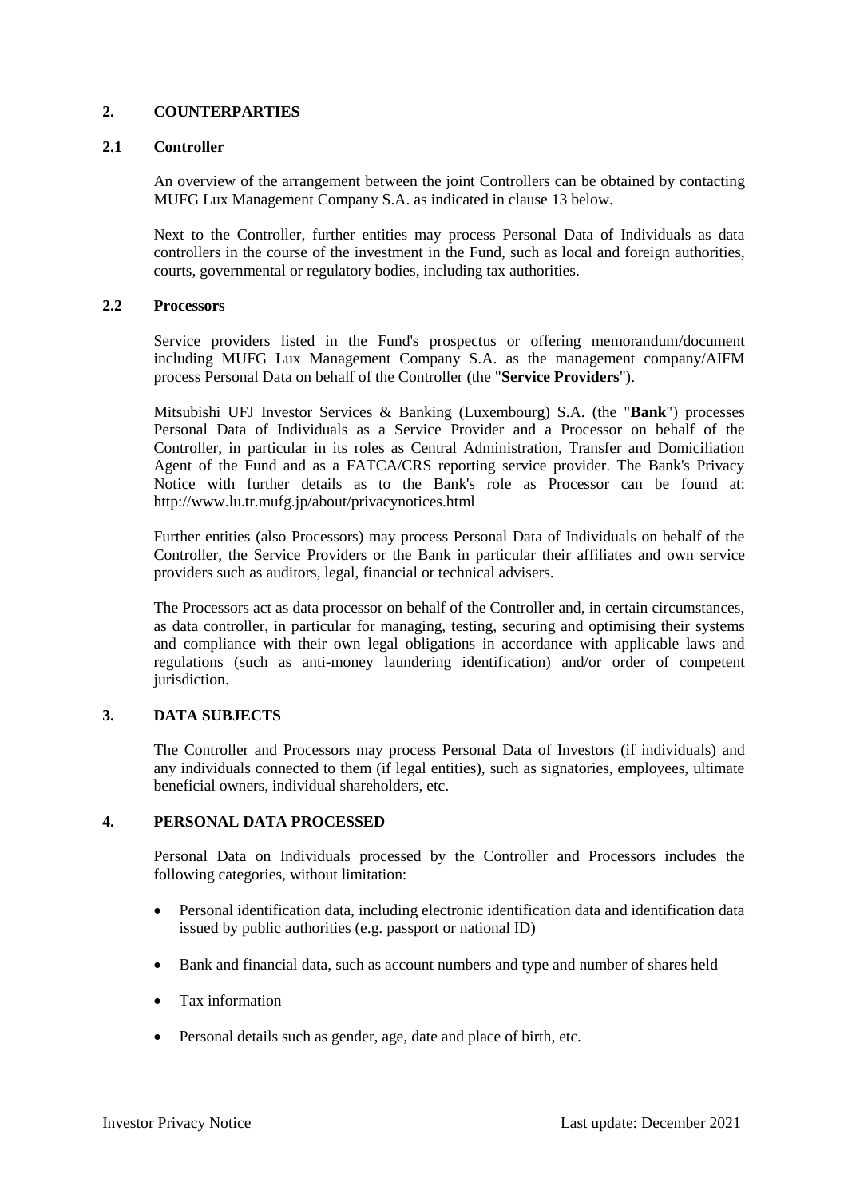## 2. COUNTERPARTIES

### 2.1 Controller

An overview of the arrangement between the joint Controllers can be obtained by contacting MUFG Lux Management Company S.A. as indicated in clause 13 below.

Next to the Controller, further entities may process Personal Data of Individuals as data controllers in the course of the investment in the Fund, such as local and foreign authorities, courts, governmental or regulatory bodies, including tax authorities.

### 2.2 Processors

Service providers listed in the Fund's prospectus or offering memorandum/document including MUFG Lux Management Company S.A. as the management company/AIFM process Personal Data on behalf of the Controller (the "**Service Providers**").

Mitsubishi UFJ Investor Services & Banking (Luxembourg) S.A. (the "**Bank**") processes Personal Data of Individuals as a Service Provider and a Processor on behalf of the Controller, in particular in its roles as Central Administration, Transfer and Domiciliation Agent of the Fund and as a FATCA/CRS reporting service provider. The Bank's Privacy Notice with further details as to the Bank's role as Processor can be found at: http://www.lu.tr.mufg.jp/about/privacynotices.html

Further entities (also Processors) may process Personal Data of Individuals on behalf of the Controller, the Service Providers or the Bank in particular their affiliates and own service providers such as auditors, legal, financial or technical advisers.

The Processors act as data processor on behalf of the Controller and, in certain circumstances, as data controller, in particular for managing, testing, securing and optimising their systems and compliance with their own legal obligations in accordance with applicable laws and regulations (such as anti-money laundering identification) and/or order of competent jurisdiction.

## 3. DATA SUBJECTS

The Controller and Processors may process Personal Data of Investors (if individuals) and any individuals connected to them (if legal entities), such as signatories, employees, ultimate beneficial owners, individual shareholders, etc.

## 4. PERSONAL DATA PROCESSED

Personal Data on Individuals processed by the Controller and Processors includes the following categories, without limitation:

- Personal identification data, including electronic identification data and identification data issued by public authorities (e.g. passport or national ID)
- Bank and financial data, such as account numbers and type and number of shares held
- Tax information
- Personal details such as gender, age, date and place of birth, etc.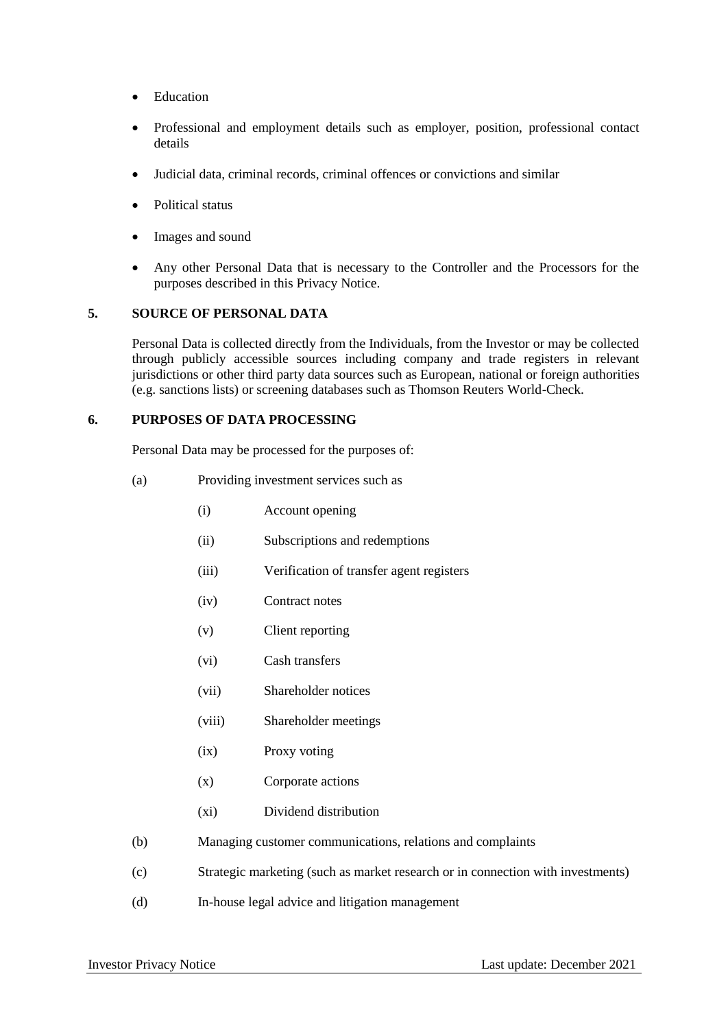- Education
- Professional and employment details such as employer, position, professional contact details
- Judicial data, criminal records, criminal offences or convictions and similar
- Political status
- Images and sound
- Any other Personal Data that is necessary to the Controller and the Processors for the purposes described in this Privacy Notice.

## 5. SOURCE OF PERSONAL DATA

Personal Data is collected directly from the Individuals, from the Investor or may be collected through publicly accessible sources including company and trade registers in relevant jurisdictions or other third party data sources such as European, national or foreign authorities (e.g. sanctions lists) or screening databases such as Thomson Reuters World-Check.

## 6. PURPOSES OF DATA PROCESSING

Personal Data may be processed for the purposes of:

(a) Providing investment services such as

  (i) Account opening

  (ii) Subscriptions and redemptions

  (iii) Verification of transfer agent registers

  (iv) Contract notes

  (v) Client reporting

  (vi) Cash transfers

  (vii) Shareholder notices

  (viii) Shareholder meetings

  (ix) Proxy voting

  (x) Corporate actions

  (xi) Dividend distribution

(b) Managing customer communications, relations and complaints

(c) Strategic marketing (such as market research or in connection with investments)

(d) In-house legal advice and litigation management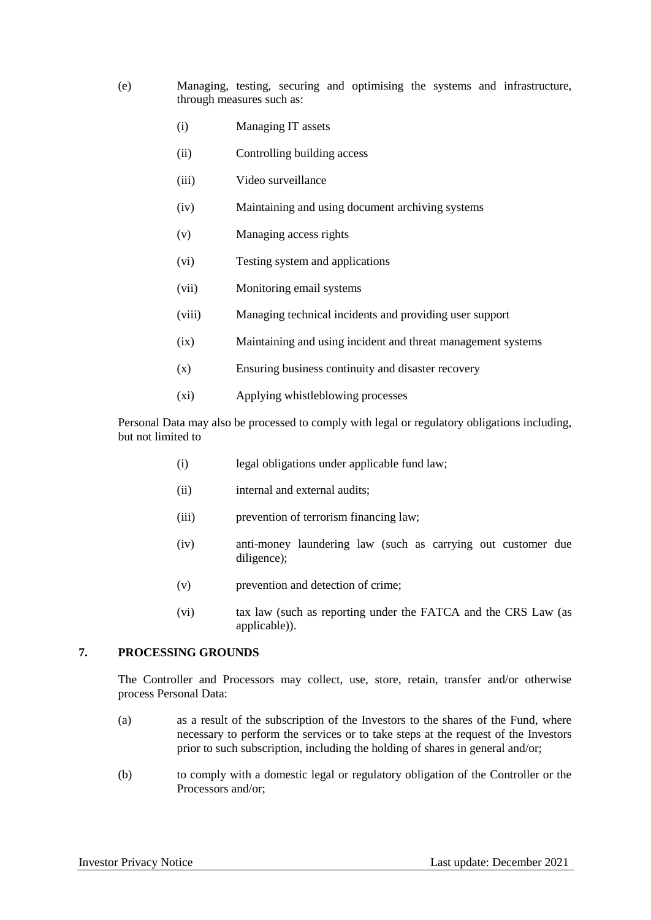(e) Managing, testing, securing and optimising the systems and infrastructure, through measures such as:

   (i) Managing IT assets

   (ii) Controlling building access

   (iii) Video surveillance

   (iv) Maintaining and using document archiving systems

   (v) Managing access rights

   (vi) Testing system and applications

   (vii) Monitoring email systems

   (viii) Managing technical incidents and providing user support

   (ix) Maintaining and using incident and threat management systems

   (x) Ensuring business continuity and disaster recovery

   (xi) Applying whistleblowing processes

Personal Data may also be processed to comply with legal or regulatory obligations including, but not limited to

   (i) legal obligations under applicable fund law;

   (ii) internal and external audits;

   (iii) prevention of terrorism financing law;

   (iv) anti-money laundering law (such as carrying out customer due diligence);

   (v) prevention and detection of crime;

   (vi) tax law (such as reporting under the FATCA and the CRS Law (as applicable)).

## 7. PROCESSING GROUNDS

The Controller and Processors may collect, use, store, retain, transfer and/or otherwise process Personal Data:

(a) as a result of the subscription of the Investors to the shares of the Fund, where necessary to perform the services or to take steps at the request of the Investors prior to such subscription, including the holding of shares in general and/or;

(b) to comply with a domestic legal or regulatory obligation of the Controller or the Processors and/or;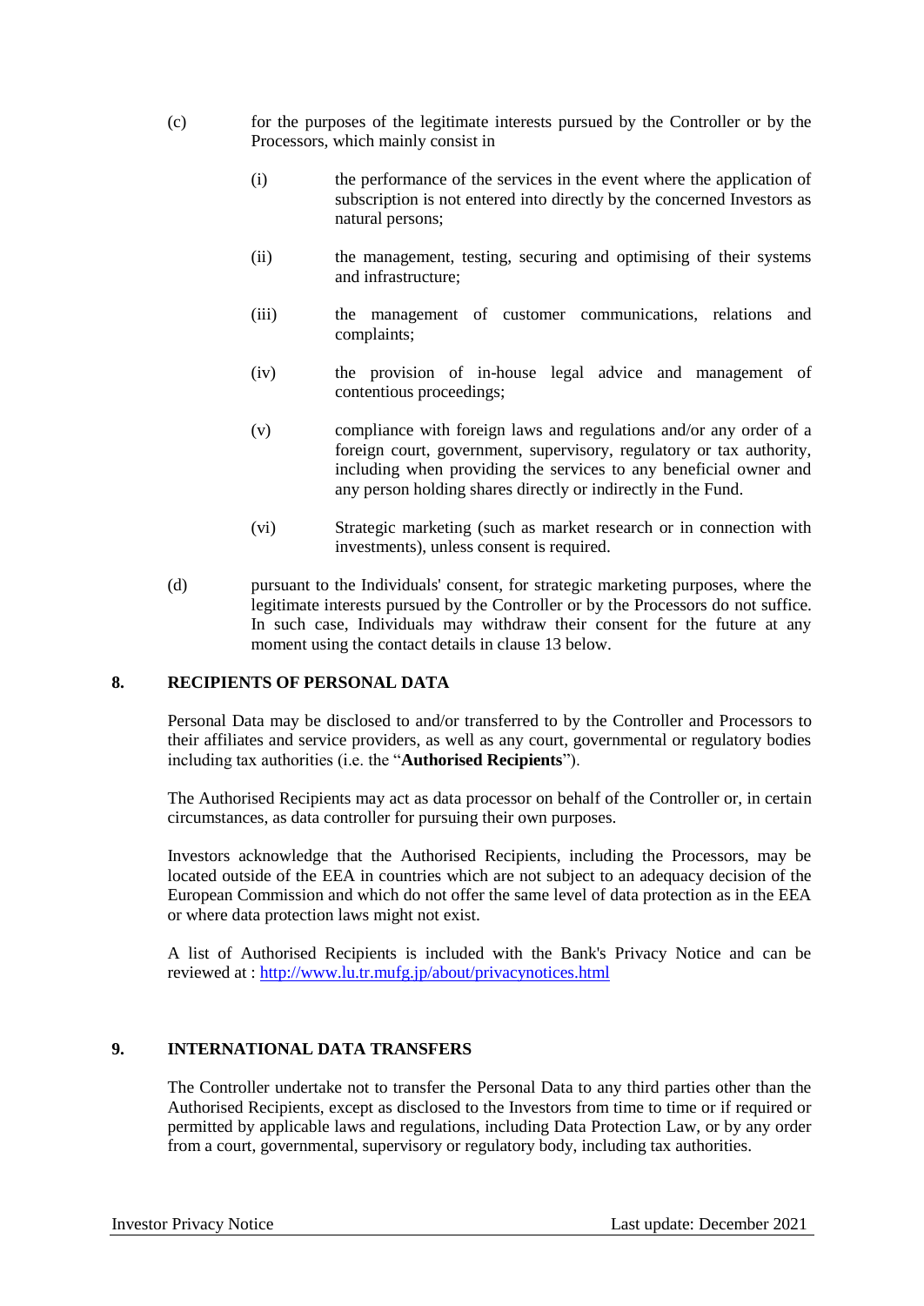(c) for the purposes of the legitimate interests pursued by the Controller or by the Processors, which mainly consist in

   (i) the performance of the services in the event where the application of subscription is not entered into directly by the concerned Investors as natural persons;

   (ii) the management, testing, securing and optimising of their systems and infrastructure;

   (iii) the management of customer communications, relations and complaints;

   (iv) the provision of in-house legal advice and management of contentious proceedings;

   (v) compliance with foreign laws and regulations and/or any order of a foreign court, government, supervisory, regulatory or tax authority, including when providing the services to any beneficial owner and any person holding shares directly or indirectly in the Fund.

   (vi) Strategic marketing (such as market research or in connection with investments), unless consent is required.

(d) pursuant to the Individuals' consent, for strategic marketing purposes, where the legitimate interests pursued by the Controller or by the Processors do not suffice. In such case, Individuals may withdraw their consent for the future at any moment using the contact details in clause 13 below.

## 8. RECIPIENTS OF PERSONAL DATA

Personal Data may be disclosed to and/or transferred to by the Controller and Processors to their affiliates and service providers, as well as any court, governmental or regulatory bodies including tax authorities (i.e. the "**Authorised Recipients**").

The Authorised Recipients may act as data processor on behalf of the Controller or, in certain circumstances, as data controller for pursuing their own purposes.

Investors acknowledge that the Authorised Recipients, including the Processors, may be located outside of the EEA in countries which are not subject to an adequacy decision of the European Commission and which do not offer the same level of data protection as in the EEA or where data protection laws might not exist.

A list of Authorised Recipients is included with the Bank's Privacy Notice and can be reviewed at : http://www.lu.tr.mufg.jp/about/privacynotices.html

## 9. INTERNATIONAL DATA TRANSFERS

The Controller undertake not to transfer the Personal Data to any third parties other than the Authorised Recipients, except as disclosed to the Investors from time to time or if required or permitted by applicable laws and regulations, including Data Protection Law, or by any order from a court, governmental, supervisory or regulatory body, including tax authorities.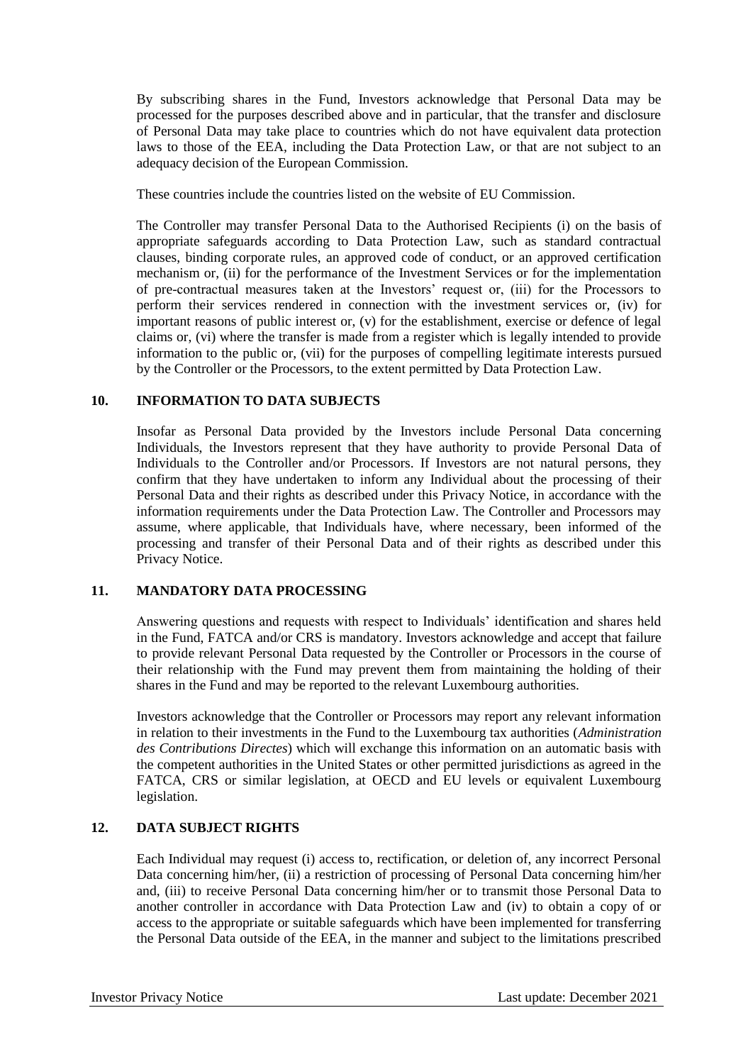By subscribing shares in the Fund, Investors acknowledge that Personal Data may be processed for the purposes described above and in particular, that the transfer and disclosure of Personal Data may take place to countries which do not have equivalent data protection laws to those of the EEA, including the Data Protection Law, or that are not subject to an adequacy decision of the European Commission.

These countries include the countries listed on the website of EU Commission.

The Controller may transfer Personal Data to the Authorised Recipients (i) on the basis of appropriate safeguards according to Data Protection Law, such as standard contractual clauses, binding corporate rules, an approved code of conduct, or an approved certification mechanism or, (ii) for the performance of the Investment Services or for the implementation of pre-contractual measures taken at the Investors' request or, (iii) for the Processors to perform their services rendered in connection with the investment services or, (iv) for important reasons of public interest or, (v) for the establishment, exercise or defence of legal claims or, (vi) where the transfer is made from a register which is legally intended to provide information to the public or, (vii) for the purposes of compelling legitimate interests pursued by the Controller or the Processors, to the extent permitted by Data Protection Law.

## 10. INFORMATION TO DATA SUBJECTS

Insofar as Personal Data provided by the Investors include Personal Data concerning Individuals, the Investors represent that they have authority to provide Personal Data of Individuals to the Controller and/or Processors. If Investors are not natural persons, they confirm that they have undertaken to inform any Individual about the processing of their Personal Data and their rights as described under this Privacy Notice, in accordance with the information requirements under the Data Protection Law. The Controller and Processors may assume, where applicable, that Individuals have, where necessary, been informed of the processing and transfer of their Personal Data and of their rights as described under this Privacy Notice.

## 11. MANDATORY DATA PROCESSING

Answering questions and requests with respect to Individuals' identification and shares held in the Fund, FATCA and/or CRS is mandatory. Investors acknowledge and accept that failure to provide relevant Personal Data requested by the Controller or Processors in the course of their relationship with the Fund may prevent them from maintaining the holding of their shares in the Fund and may be reported to the relevant Luxembourg authorities.

Investors acknowledge that the Controller or Processors may report any relevant information in relation to their investments in the Fund to the Luxembourg tax authorities (*Administration des Contributions Directes*) which will exchange this information on an automatic basis with the competent authorities in the United States or other permitted jurisdictions as agreed in the FATCA, CRS or similar legislation, at OECD and EU levels or equivalent Luxembourg legislation.

## 12. DATA SUBJECT RIGHTS

Each Individual may request (i) access to, rectification, or deletion of, any incorrect Personal Data concerning him/her, (ii) a restriction of processing of Personal Data concerning him/her and, (iii) to receive Personal Data concerning him/her or to transmit those Personal Data to another controller in accordance with Data Protection Law and (iv) to obtain a copy of or access to the appropriate or suitable safeguards which have been implemented for transferring the Personal Data outside of the EEA, in the manner and subject to the limitations prescribed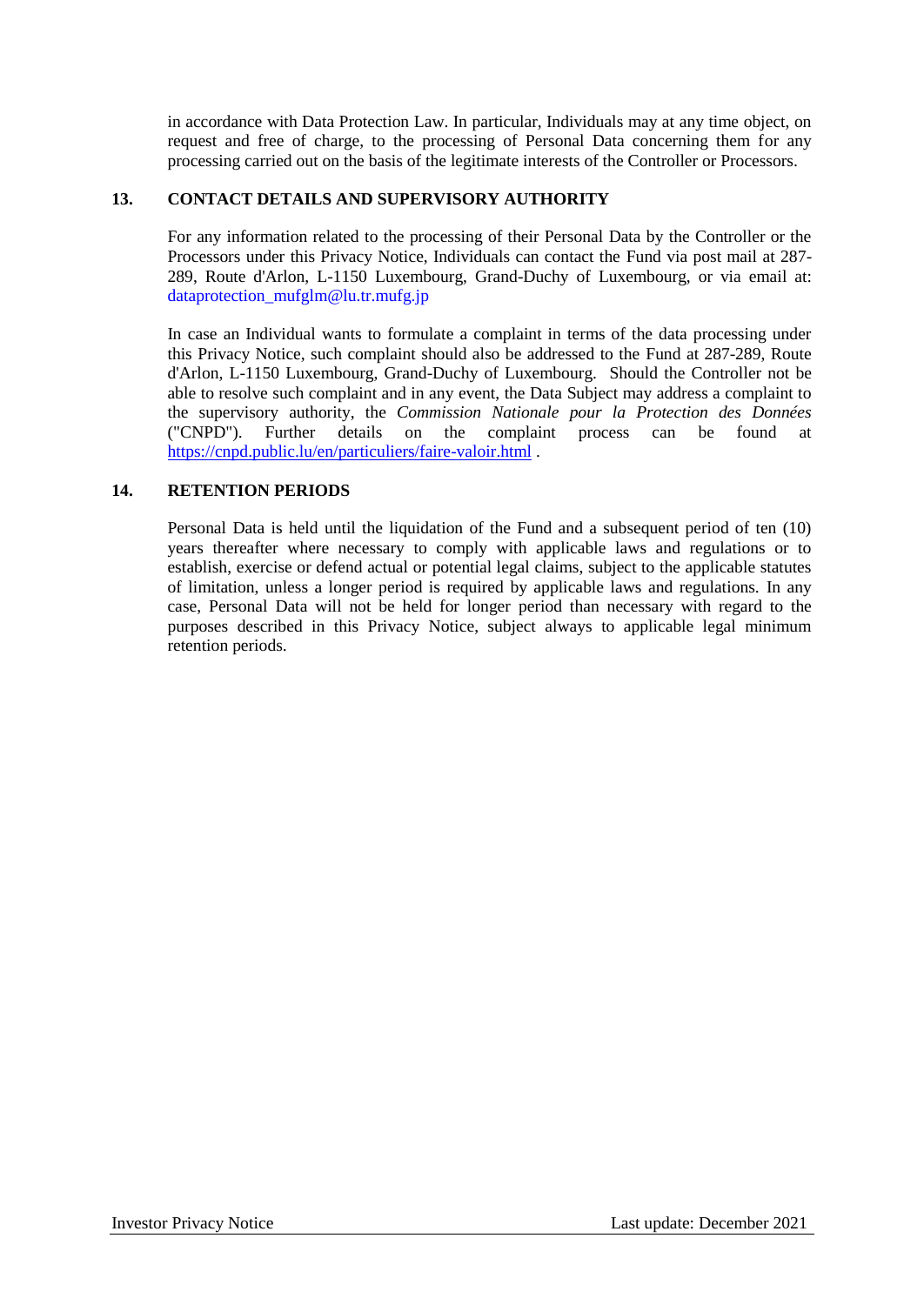in accordance with Data Protection Law. In particular, Individuals may at any time object, on request and free of charge, to the processing of Personal Data concerning them for any processing carried out on the basis of the legitimate interests of the Controller or Processors.

## 13. CONTACT DETAILS AND SUPERVISORY AUTHORITY

For any information related to the processing of their Personal Data by the Controller or the Processors under this Privacy Notice, Individuals can contact the Fund via post mail at 287-289, Route d'Arlon, L-1150 Luxembourg, Grand-Duchy of Luxembourg, or via email at: dataprotection_mufglm@lu.tr.mufg.jp

In case an Individual wants to formulate a complaint in terms of the data processing under this Privacy Notice, such complaint should also be addressed to the Fund at 287-289, Route d'Arlon, L-1150 Luxembourg, Grand-Duchy of Luxembourg. Should the Controller not be able to resolve such complaint and in any event, the Data Subject may address a complaint to the supervisory authority, the *Commission Nationale pour la Protection des Données* ("CNPD"). Further details on the complaint process can be found at https://cnpd.public.lu/en/particuliers/faire-valoir.html .

## 14. RETENTION PERIODS

Personal Data is held until the liquidation of the Fund and a subsequent period of ten (10) years thereafter where necessary to comply with applicable laws and regulations or to establish, exercise or defend actual or potential legal claims, subject to the applicable statutes of limitation, unless a longer period is required by applicable laws and regulations. In any case, Personal Data will not be held for longer period than necessary with regard to the purposes described in this Privacy Notice, subject always to applicable legal minimum retention periods.